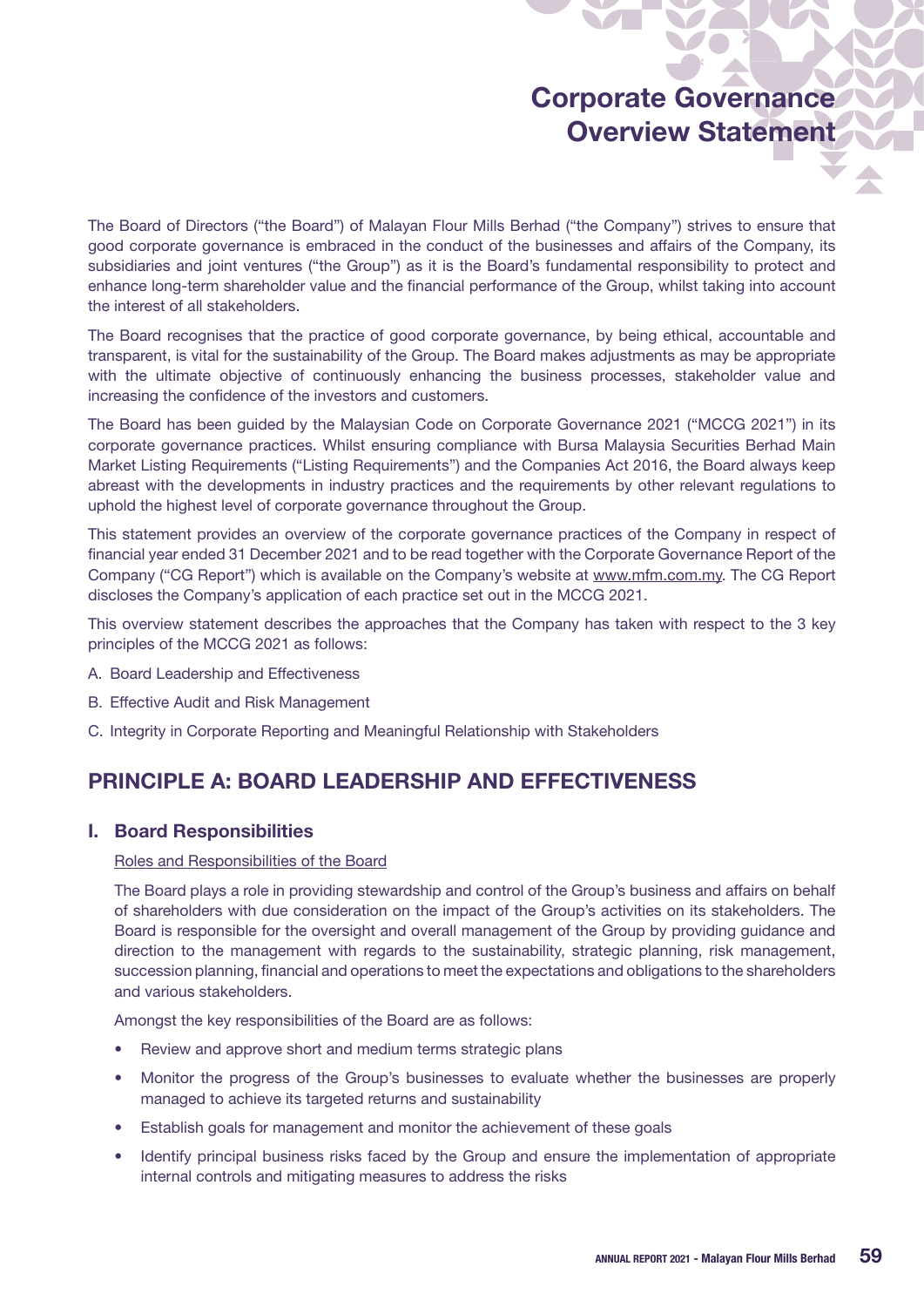# Corporate Governance Overview Statement

The Board of Directors ("the Board") of Malayan Flour Mills Berhad ("the Company") strives to ensure that good corporate governance is embraced in the conduct of the businesses and affairs of the Company, its subsidiaries and joint ventures ("the Group") as it is the Board's fundamental responsibility to protect and enhance long-term shareholder value and the financial performance of the Group, whilst taking into account the interest of all stakeholders.

The Board recognises that the practice of good corporate governance, by being ethical, accountable and transparent, is vital for the sustainability of the Group. The Board makes adjustments as may be appropriate with the ultimate objective of continuously enhancing the business processes, stakeholder value and increasing the confidence of the investors and customers.

The Board has been guided by the Malaysian Code on Corporate Governance 2021 ("MCCG 2021") in its corporate governance practices. Whilst ensuring compliance with Bursa Malaysia Securities Berhad Main Market Listing Requirements ("Listing Requirements") and the Companies Act 2016, the Board always keep abreast with the developments in industry practices and the requirements by other relevant regulations to uphold the highest level of corporate governance throughout the Group.

This statement provides an overview of the corporate governance practices of the Company in respect of financial year ended 31 December 2021 and to be read together with the Corporate Governance Report of the Company ("CG Report") which is available on the Company's website at www.mfm.com.my. The CG Report discloses the Company's application of each practice set out in the MCCG 2021.

This overview statement describes the approaches that the Company has taken with respect to the 3 key principles of the MCCG 2021 as follows:

A. Board Leadership and Effectiveness

B. Effective Audit and Risk Management

C. Integrity in Corporate Reporting and Meaningful Relationship with Stakeholders

## PRINCIPLE A: BOARD LEADERSHIP AND EFFECTIVENESS

### I. Board Responsibilities

Roles and Responsibilities of the Board

The Board plays a role in providing stewardship and control of the Group's business and affairs on behalf of shareholders with due consideration on the impact of the Group's activities on its stakeholders. The Board is responsible for the oversight and overall management of the Group by providing guidance and direction to the management with regards to the sustainability, strategic planning, risk management, succession planning, financial and operations to meet the expectations and obligations to the shareholders and various stakeholders.

Amongst the key responsibilities of the Board are as follows:

- Review and approve short and medium terms strategic plans
- Monitor the progress of the Group's businesses to evaluate whether the businesses are properly managed to achieve its targeted returns and sustainability
- Establish goals for management and monitor the achievement of these goals
- Identify principal business risks faced by the Group and ensure the implementation of appropriate internal controls and mitigating measures to address the risks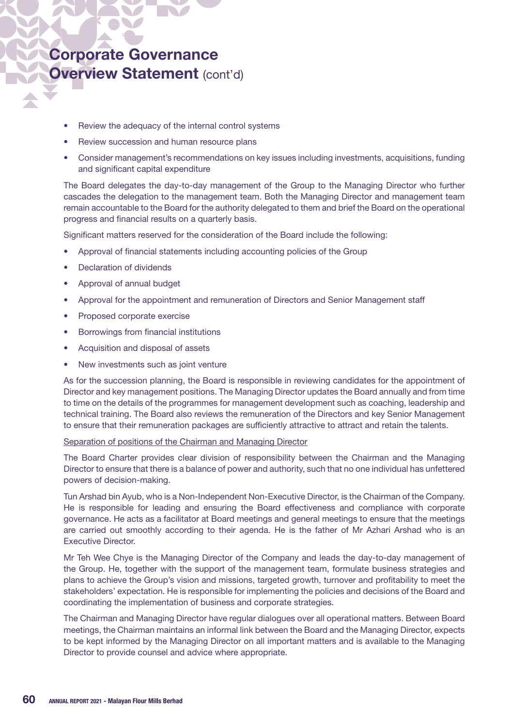- Review the adequacy of the internal control systems
- Review succession and human resource plans
- Consider management's recommendations on key issues including investments, acquisitions, funding and significant capital expenditure

The Board delegates the day-to-day management of the Group to the Managing Director who further cascades the delegation to the management team. Both the Managing Director and management team remain accountable to the Board for the authority delegated to them and brief the Board on the operational progress and financial results on a quarterly basis.

Significant matters reserved for the consideration of the Board include the following:

- Approval of financial statements including accounting policies of the Group
- Declaration of dividends
- Approval of annual budget
- Approval for the appointment and remuneration of Directors and Senior Management staff
- Proposed corporate exercise
- Borrowings from financial institutions
- Acquisition and disposal of assets
- New investments such as joint venture

As for the succession planning, the Board is responsible in reviewing candidates for the appointment of Director and key management positions. The Managing Director updates the Board annually and from time to time on the details of the programmes for management development such as coaching, leadership and technical training. The Board also reviews the remuneration of the Directors and key Senior Management to ensure that their remuneration packages are sufficiently attractive to attract and retain the talents.

Separation of positions of the Chairman and Managing Director

The Board Charter provides clear division of responsibility between the Chairman and the Managing Director to ensure that there is a balance of power and authority, such that no one individual has unfettered powers of decision-making.

Tun Arshad bin Ayub, who is a Non-Independent Non-Executive Director, is the Chairman of the Company. He is responsible for leading and ensuring the Board effectiveness and compliance with corporate governance. He acts as a facilitator at Board meetings and general meetings to ensure that the meetings are carried out smoothly according to their agenda. He is the father of Mr Azhari Arshad who is an Executive Director.

Mr Teh Wee Chye is the Managing Director of the Company and leads the day-to-day management of the Group. He, together with the support of the management team, formulate business strategies and plans to achieve the Group's vision and missions, targeted growth, turnover and profitability to meet the stakeholders' expectation. He is responsible for implementing the policies and decisions of the Board and coordinating the implementation of business and corporate strategies.

The Chairman and Managing Director have regular dialogues over all operational matters. Between Board meetings, the Chairman maintains an informal link between the Board and the Managing Director, expects to be kept informed by the Managing Director on all important matters and is available to the Managing Director to provide counsel and advice where appropriate.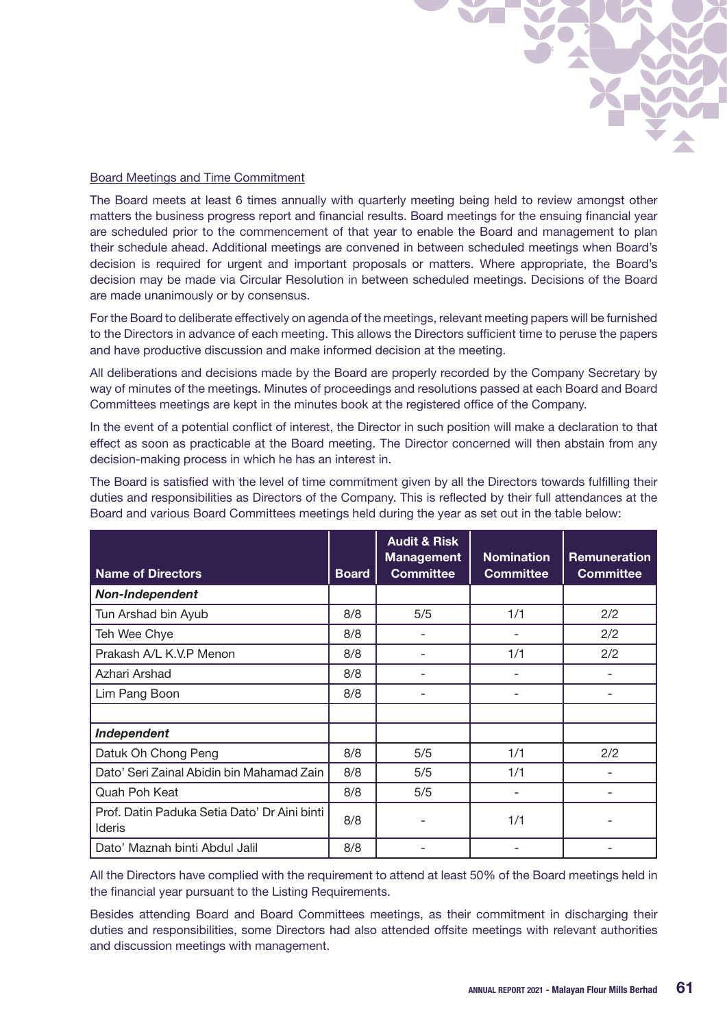Board Meetings and Time Commitment

The Board meets at least 6 times annually with quarterly meeting being held to review amongst other matters the business progress report and financial results. Board meetings for the ensuing financial year are scheduled prior to the commencement of that year to enable the Board and management to plan their schedule ahead. Additional meetings are convened in between scheduled meetings when Board's decision is required for urgent and important proposals or matters. Where appropriate, the Board's decision may be made via Circular Resolution in between scheduled meetings. Decisions of the Board are made unanimously or by consensus.

For the Board to deliberate effectively on agenda of the meetings, relevant meeting papers will be furnished to the Directors in advance of each meeting. This allows the Directors sufficient time to peruse the papers and have productive discussion and make informed decision at the meeting.

All deliberations and decisions made by the Board are properly recorded by the Company Secretary by way of minutes of the meetings. Minutes of proceedings and resolutions passed at each Board and Board Committees meetings are kept in the minutes book at the registered office of the Company.

In the event of a potential conflict of interest, the Director in such position will make a declaration to that effect as soon as practicable at the Board meeting. The Director concerned will then abstain from any decision-making process in which he has an interest in.

The Board is satisfied with the level of time commitment given by all the Directors towards fulfilling their duties and responsibilities as Directors of the Company. This is reflected by their full attendances at the Board and various Board Committees meetings held during the year as set out in the table below:

| Name of Directors | Board | Audit & Risk Management Committee | Nomination Committee | Remuneration Committee |
|---|---|---|---|---|
| ***Non-Independent*** | | | | |
| Tun Arshad bin Ayub | 8/8 | 5/5 | 1/1 | 2/2 |
| Teh Wee Chye | 8/8 | - | - | 2/2 |
| Prakash A/L K.V.P Menon | 8/8 | - | 1/1 | 2/2 |
| Azhari Arshad | 8/8 | - | - | - |
| Lim Pang Boon | 8/8 | - | - | - |
| | | | | |
| ***Independent*** | | | | |
| Datuk Oh Chong Peng | 8/8 | 5/5 | 1/1 | 2/2 |
| Dato' Seri Zainal Abidin bin Mahamad Zain | 8/8 | 5/5 | 1/1 | - |
| Quah Poh Keat | 8/8 | 5/5 | - | - |
| Prof. Datin Paduka Setia Dato' Dr Aini binti Ideris | 8/8 | - | 1/1 | - |
| Dato' Maznah binti Abdul Jalil | 8/8 | - | - | - |

All the Directors have complied with the requirement to attend at least 50% of the Board meetings held in the financial year pursuant to the Listing Requirements.

Besides attending Board and Board Committees meetings, as their commitment in discharging their duties and responsibilities, some Directors had also attended offsite meetings with relevant authorities and discussion meetings with management.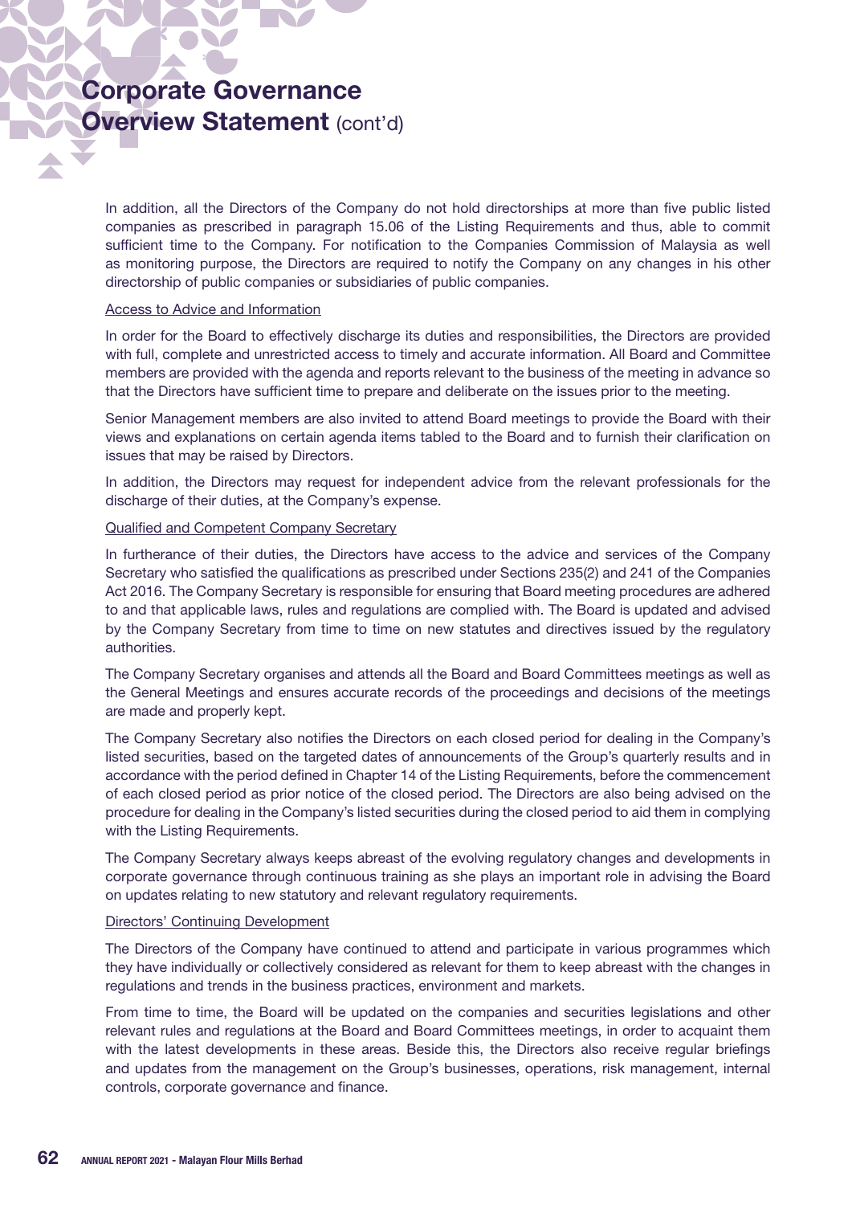# Corporate Governance Overview Statement (cont'd)

In addition, all the Directors of the Company do not hold directorships at more than five public listed companies as prescribed in paragraph 15.06 of the Listing Requirements and thus, able to commit sufficient time to the Company. For notification to the Companies Commission of Malaysia as well as monitoring purpose, the Directors are required to notify the Company on any changes in his other directorship of public companies or subsidiaries of public companies.

Access to Advice and Information

In order for the Board to effectively discharge its duties and responsibilities, the Directors are provided with full, complete and unrestricted access to timely and accurate information. All Board and Committee members are provided with the agenda and reports relevant to the business of the meeting in advance so that the Directors have sufficient time to prepare and deliberate on the issues prior to the meeting.

Senior Management members are also invited to attend Board meetings to provide the Board with their views and explanations on certain agenda items tabled to the Board and to furnish their clarification on issues that may be raised by Directors.

In addition, the Directors may request for independent advice from the relevant professionals for the discharge of their duties, at the Company's expense.

Qualified and Competent Company Secretary

In furtherance of their duties, the Directors have access to the advice and services of the Company Secretary who satisfied the qualifications as prescribed under Sections 235(2) and 241 of the Companies Act 2016. The Company Secretary is responsible for ensuring that Board meeting procedures are adhered to and that applicable laws, rules and regulations are complied with. The Board is updated and advised by the Company Secretary from time to time on new statutes and directives issued by the regulatory authorities.

The Company Secretary organises and attends all the Board and Board Committees meetings as well as the General Meetings and ensures accurate records of the proceedings and decisions of the meetings are made and properly kept.

The Company Secretary also notifies the Directors on each closed period for dealing in the Company's listed securities, based on the targeted dates of announcements of the Group's quarterly results and in accordance with the period defined in Chapter 14 of the Listing Requirements, before the commencement of each closed period as prior notice of the closed period. The Directors are also being advised on the procedure for dealing in the Company's listed securities during the closed period to aid them in complying with the Listing Requirements.

The Company Secretary always keeps abreast of the evolving regulatory changes and developments in corporate governance through continuous training as she plays an important role in advising the Board on updates relating to new statutory and relevant regulatory requirements.

Directors' Continuing Development

The Directors of the Company have continued to attend and participate in various programmes which they have individually or collectively considered as relevant for them to keep abreast with the changes in regulations and trends in the business practices, environment and markets.

From time to time, the Board will be updated on the companies and securities legislations and other relevant rules and regulations at the Board and Board Committees meetings, in order to acquaint them with the latest developments in these areas. Beside this, the Directors also receive regular briefings and updates from the management on the Group's businesses, operations, risk management, internal controls, corporate governance and finance.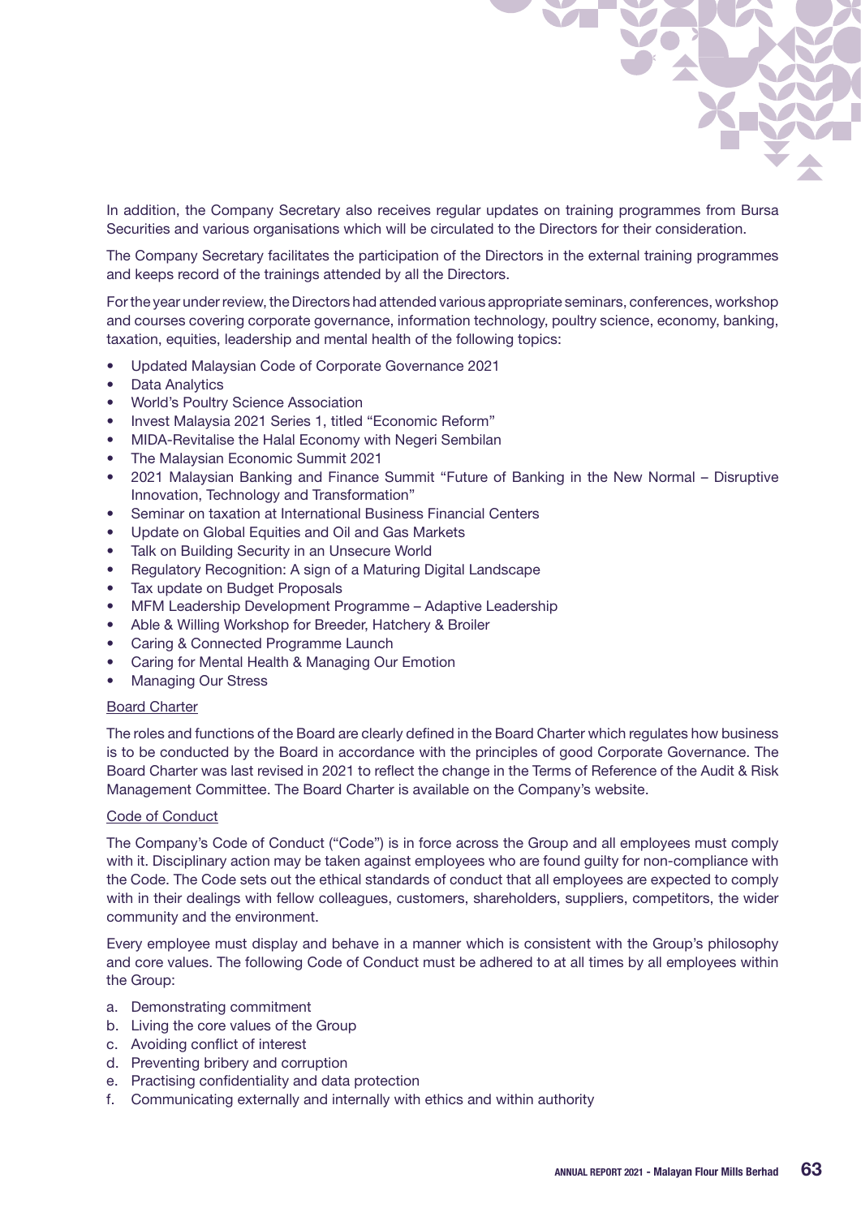In addition, the Company Secretary also receives regular updates on training programmes from Bursa Securities and various organisations which will be circulated to the Directors for their consideration.

The Company Secretary facilitates the participation of the Directors in the external training programmes and keeps record of the trainings attended by all the Directors.

For the year under review, the Directors had attended various appropriate seminars, conferences, workshop and courses covering corporate governance, information technology, poultry science, economy, banking, taxation, equities, leadership and mental health of the following topics:

- Updated Malaysian Code of Corporate Governance 2021
- Data Analytics
- World's Poultry Science Association
- Invest Malaysia 2021 Series 1, titled "Economic Reform"
- MIDA-Revitalise the Halal Economy with Negeri Sembilan
- The Malaysian Economic Summit 2021
- 2021 Malaysian Banking and Finance Summit "Future of Banking in the New Normal – Disruptive Innovation, Technology and Transformation"
- Seminar on taxation at International Business Financial Centers
- Update on Global Equities and Oil and Gas Markets
- Talk on Building Security in an Unsecure World
- Regulatory Recognition: A sign of a Maturing Digital Landscape
- Tax update on Budget Proposals
- MFM Leadership Development Programme – Adaptive Leadership
- Able & Willing Workshop for Breeder, Hatchery & Broiler
- Caring & Connected Programme Launch
- Caring for Mental Health & Managing Our Emotion
- Managing Our Stress

<u>Board Charter</u>

The roles and functions of the Board are clearly defined in the Board Charter which regulates how business is to be conducted by the Board in accordance with the principles of good Corporate Governance. The Board Charter was last revised in 2021 to reflect the change in the Terms of Reference of the Audit & Risk Management Committee. The Board Charter is available on the Company's website.

<u>Code of Conduct</u>

The Company's Code of Conduct ("Code") is in force across the Group and all employees must comply with it. Disciplinary action may be taken against employees who are found guilty for non-compliance with the Code. The Code sets out the ethical standards of conduct that all employees are expected to comply with in their dealings with fellow colleagues, customers, shareholders, suppliers, competitors, the wider community and the environment.

Every employee must display and behave in a manner which is consistent with the Group's philosophy and core values. The following Code of Conduct must be adhered to at all times by all employees within the Group:

a. Demonstrating commitment
b. Living the core values of the Group
c. Avoiding conflict of interest
d. Preventing bribery and corruption
e. Practising confidentiality and data protection
f. Communicating externally and internally with ethics and within authority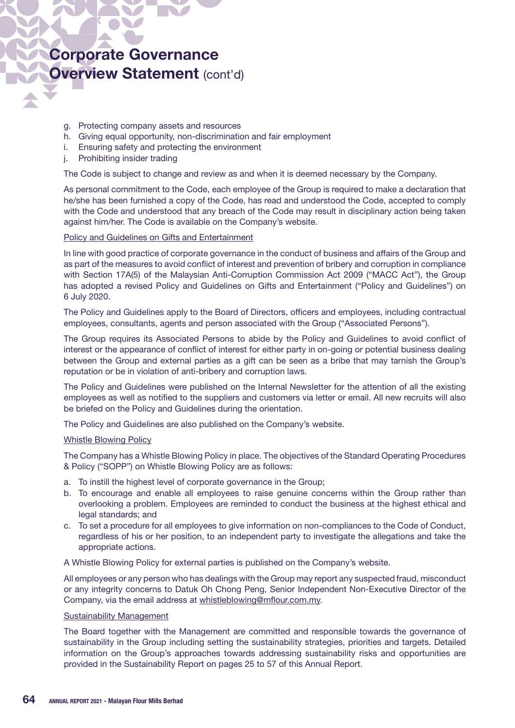g. Protecting company assets and resources
h. Giving equal opportunity, non-discrimination and fair employment
i. Ensuring safety and protecting the environment
j. Prohibiting insider trading

The Code is subject to change and review as and when it is deemed necessary by the Company.

As personal commitment to the Code, each employee of the Group is required to make a declaration that he/she has been furnished a copy of the Code, has read and understood the Code, accepted to comply with the Code and understood that any breach of the Code may result in disciplinary action being taken against him/her. The Code is available on the Company's website.

<u>Policy and Guidelines on Gifts and Entertainment</u>

In line with good practice of corporate governance in the conduct of business and affairs of the Group and as part of the measures to avoid conflict of interest and prevention of bribery and corruption in compliance with Section 17A(5) of the Malaysian Anti-Corruption Commission Act 2009 ("MACC Act"), the Group has adopted a revised Policy and Guidelines on Gifts and Entertainment ("Policy and Guidelines") on 6 July 2020.

The Policy and Guidelines apply to the Board of Directors, officers and employees, including contractual employees, consultants, agents and person associated with the Group ("Associated Persons").

The Group requires its Associated Persons to abide by the Policy and Guidelines to avoid conflict of interest or the appearance of conflict of interest for either party in on-going or potential business dealing between the Group and external parties as a gift can be seen as a bribe that may tarnish the Group's reputation or be in violation of anti-bribery and corruption laws.

The Policy and Guidelines were published on the Internal Newsletter for the attention of all the existing employees as well as notified to the suppliers and customers via letter or email. All new recruits will also be briefed on the Policy and Guidelines during the orientation.

The Policy and Guidelines are also published on the Company's website.

<u>Whistle Blowing Policy</u>

The Company has a Whistle Blowing Policy in place. The objectives of the Standard Operating Procedures & Policy ("SOPP") on Whistle Blowing Policy are as follows:

a. To instill the highest level of corporate governance in the Group;
b. To encourage and enable all employees to raise genuine concerns within the Group rather than overlooking a problem. Employees are reminded to conduct the business at the highest ethical and legal standards; and
c. To set a procedure for all employees to give information on non-compliances to the Code of Conduct, regardless of his or her position, to an independent party to investigate the allegations and take the appropriate actions.

A Whistle Blowing Policy for external parties is published on the Company's website.

All employees or any person who has dealings with the Group may report any suspected fraud, misconduct or any integrity concerns to Datuk Oh Chong Peng, Senior Independent Non-Executive Director of the Company, via the email address at whistleblowing@mflour.com.my.

<u>Sustainability Management</u>

The Board together with the Management are committed and responsible towards the governance of sustainability in the Group including setting the sustainability strategies, priorities and targets. Detailed information on the Group's approaches towards addressing sustainability risks and opportunities are provided in the Sustainability Report on pages 25 to 57 of this Annual Report.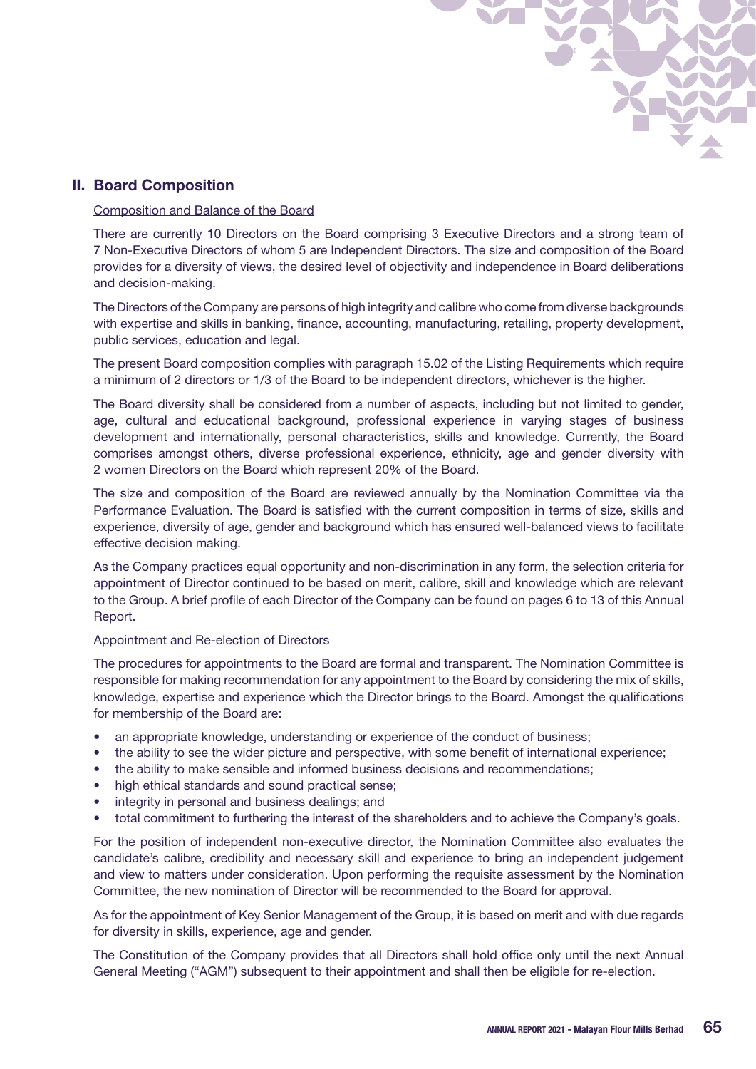## II. Board Composition

Composition and Balance of the Board

There are currently 10 Directors on the Board comprising 3 Executive Directors and a strong team of 7 Non-Executive Directors of whom 5 are Independent Directors. The size and composition of the Board provides for a diversity of views, the desired level of objectivity and independence in Board deliberations and decision-making.

The Directors of the Company are persons of high integrity and calibre who come from diverse backgrounds with expertise and skills in banking, finance, accounting, manufacturing, retailing, property development, public services, education and legal.

The present Board composition complies with paragraph 15.02 of the Listing Requirements which require a minimum of 2 directors or 1/3 of the Board to be independent directors, whichever is the higher.

The Board diversity shall be considered from a number of aspects, including but not limited to gender, age, cultural and educational background, professional experience in varying stages of business development and internationally, personal characteristics, skills and knowledge. Currently, the Board comprises amongst others, diverse professional experience, ethnicity, age and gender diversity with 2 women Directors on the Board which represent 20% of the Board.

The size and composition of the Board are reviewed annually by the Nomination Committee via the Performance Evaluation. The Board is satisfied with the current composition in terms of size, skills and experience, diversity of age, gender and background which has ensured well-balanced views to facilitate effective decision making.

As the Company practices equal opportunity and non-discrimination in any form, the selection criteria for appointment of Director continued to be based on merit, calibre, skill and knowledge which are relevant to the Group. A brief profile of each Director of the Company can be found on pages 6 to 13 of this Annual Report.

Appointment and Re-election of Directors

The procedures for appointments to the Board are formal and transparent. The Nomination Committee is responsible for making recommendation for any appointment to the Board by considering the mix of skills, knowledge, expertise and experience which the Director brings to the Board. Amongst the qualifications for membership of the Board are:

- an appropriate knowledge, understanding or experience of the conduct of business;
- the ability to see the wider picture and perspective, with some benefit of international experience;
- the ability to make sensible and informed business decisions and recommendations;
- high ethical standards and sound practical sense;
- integrity in personal and business dealings; and
- total commitment to furthering the interest of the shareholders and to achieve the Company's goals.

For the position of independent non-executive director, the Nomination Committee also evaluates the candidate's calibre, credibility and necessary skill and experience to bring an independent judgement and view to matters under consideration. Upon performing the requisite assessment by the Nomination Committee, the new nomination of Director will be recommended to the Board for approval.

As for the appointment of Key Senior Management of the Group, it is based on merit and with due regards for diversity in skills, experience, age and gender.

The Constitution of the Company provides that all Directors shall hold office only until the next Annual General Meeting ("AGM") subsequent to their appointment and shall then be eligible for re-election.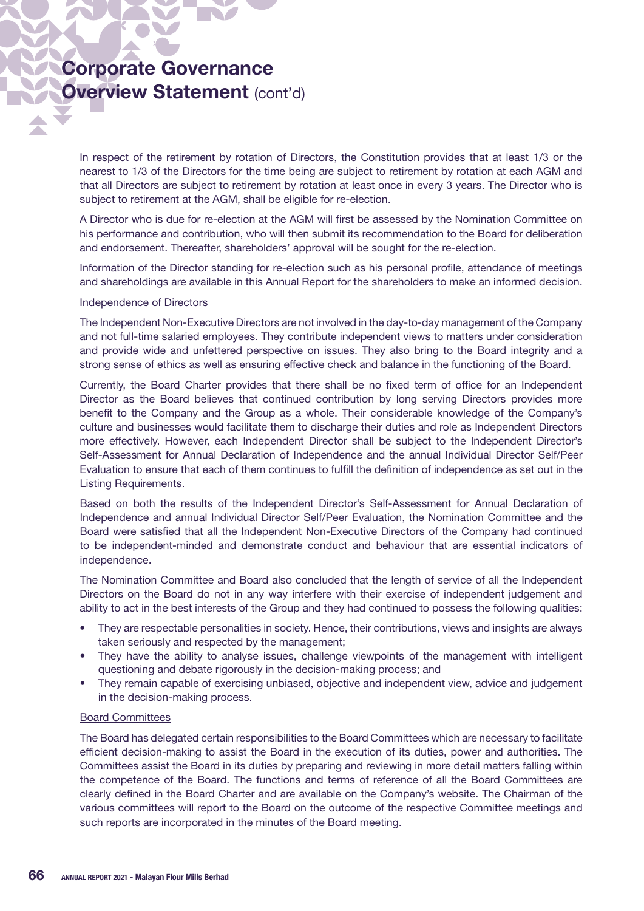# Corporate Governance Overview Statement (cont'd)

In respect of the retirement by rotation of Directors, the Constitution provides that at least 1/3 or the nearest to 1/3 of the Directors for the time being are subject to retirement by rotation at each AGM and that all Directors are subject to retirement by rotation at least once in every 3 years. The Director who is subject to retirement at the AGM, shall be eligible for re-election.

A Director who is due for re-election at the AGM will first be assessed by the Nomination Committee on his performance and contribution, who will then submit its recommendation to the Board for deliberation and endorsement. Thereafter, shareholders' approval will be sought for the re-election.

Information of the Director standing for re-election such as his personal profile, attendance of meetings and shareholdings are available in this Annual Report for the shareholders to make an informed decision.

Independence of Directors

The Independent Non-Executive Directors are not involved in the day-to-day management of the Company and not full-time salaried employees. They contribute independent views to matters under consideration and provide wide and unfettered perspective on issues. They also bring to the Board integrity and a strong sense of ethics as well as ensuring effective check and balance in the functioning of the Board.

Currently, the Board Charter provides that there shall be no fixed term of office for an Independent Director as the Board believes that continued contribution by long serving Directors provides more benefit to the Company and the Group as a whole. Their considerable knowledge of the Company's culture and businesses would facilitate them to discharge their duties and role as Independent Directors more effectively. However, each Independent Director shall be subject to the Independent Director's Self-Assessment for Annual Declaration of Independence and the annual Individual Director Self/Peer Evaluation to ensure that each of them continues to fulfill the definition of independence as set out in the Listing Requirements.

Based on both the results of the Independent Director's Self-Assessment for Annual Declaration of Independence and annual Individual Director Self/Peer Evaluation, the Nomination Committee and the Board were satisfied that all the Independent Non-Executive Directors of the Company had continued to be independent-minded and demonstrate conduct and behaviour that are essential indicators of independence.

The Nomination Committee and Board also concluded that the length of service of all the Independent Directors on the Board do not in any way interfere with their exercise of independent judgement and ability to act in the best interests of the Group and they had continued to possess the following qualities:

- They are respectable personalities in society. Hence, their contributions, views and insights are always taken seriously and respected by the management;
- They have the ability to analyse issues, challenge viewpoints of the management with intelligent questioning and debate rigorously in the decision-making process; and
- They remain capable of exercising unbiased, objective and independent view, advice and judgement in the decision-making process.

Board Committees

The Board has delegated certain responsibilities to the Board Committees which are necessary to facilitate efficient decision-making to assist the Board in the execution of its duties, power and authorities. The Committees assist the Board in its duties by preparing and reviewing in more detail matters falling within the competence of the Board. The functions and terms of reference of all the Board Committees are clearly defined in the Board Charter and are available on the Company's website. The Chairman of the various committees will report to the Board on the outcome of the respective Committee meetings and such reports are incorporated in the minutes of the Board meeting.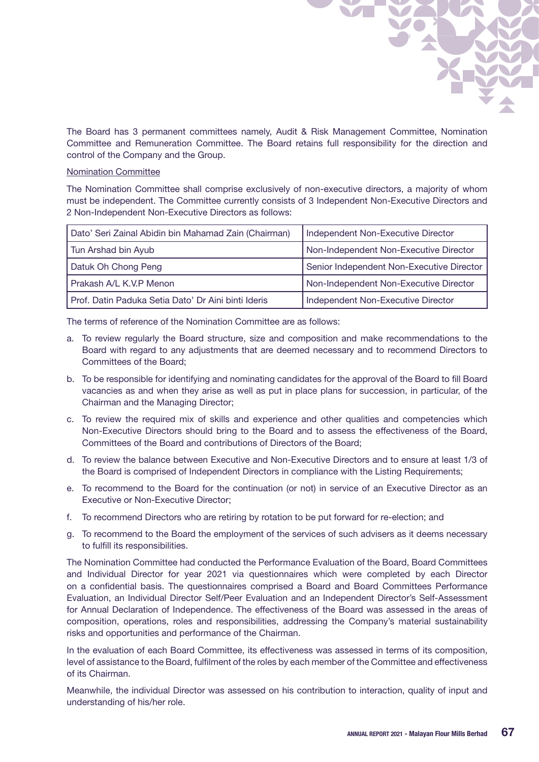The Board has 3 permanent committees namely, Audit & Risk Management Committee, Nomination Committee and Remuneration Committee. The Board retains full responsibility for the direction and control of the Company and the Group.

Nomination Committee

The Nomination Committee shall comprise exclusively of non-executive directors, a majority of whom must be independent. The Committee currently consists of 3 Independent Non-Executive Directors and 2 Non-Independent Non-Executive Directors as follows:

| | |
|---|---|
| Dato' Seri Zainal Abidin bin Mahamad Zain (Chairman) | Independent Non-Executive Director |
| Tun Arshad bin Ayub | Non-Independent Non-Executive Director |
| Datuk Oh Chong Peng | Senior Independent Non-Executive Director |
| Prakash A/L K.V.P Menon | Non-Independent Non-Executive Director |
| Prof. Datin Paduka Setia Dato' Dr Aini binti Ideris | Independent Non-Executive Director |

The terms of reference of the Nomination Committee are as follows:

a. To review regularly the Board structure, size and composition and make recommendations to the Board with regard to any adjustments that are deemed necessary and to recommend Directors to Committees of the Board;

b. To be responsible for identifying and nominating candidates for the approval of the Board to fill Board vacancies as and when they arise as well as put in place plans for succession, in particular, of the Chairman and the Managing Director;

c. To review the required mix of skills and experience and other qualities and competencies which Non-Executive Directors should bring to the Board and to assess the effectiveness of the Board, Committees of the Board and contributions of Directors of the Board;

d. To review the balance between Executive and Non-Executive Directors and to ensure at least 1/3 of the Board is comprised of Independent Directors in compliance with the Listing Requirements;

e. To recommend to the Board for the continuation (or not) in service of an Executive Director as an Executive or Non-Executive Director;

f. To recommend Directors who are retiring by rotation to be put forward for re-election; and

g. To recommend to the Board the employment of the services of such advisers as it deems necessary to fulfill its responsibilities.

The Nomination Committee had conducted the Performance Evaluation of the Board, Board Committees and Individual Director for year 2021 via questionnaires which were completed by each Director on a confidential basis. The questionnaires comprised a Board and Board Committees Performance Evaluation, an Individual Director Self/Peer Evaluation and an Independent Director's Self-Assessment for Annual Declaration of Independence. The effectiveness of the Board was assessed in the areas of composition, operations, roles and responsibilities, addressing the Company's material sustainability risks and opportunities and performance of the Chairman.

In the evaluation of each Board Committee, its effectiveness was assessed in terms of its composition, level of assistance to the Board, fulfilment of the roles by each member of the Committee and effectiveness of its Chairman.

Meanwhile, the individual Director was assessed on his contribution to interaction, quality of input and understanding of his/her role.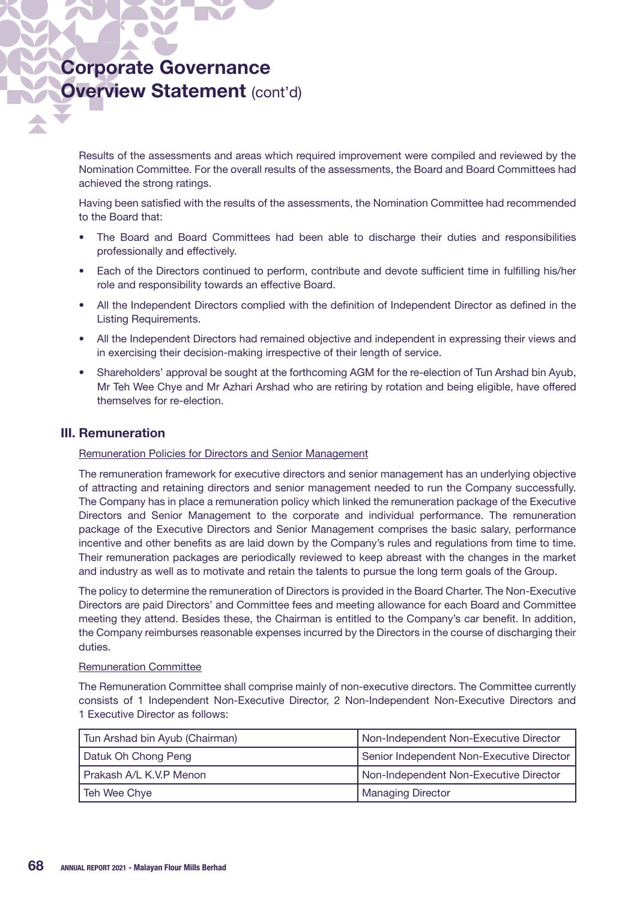# Corporate Governance Overview Statement (cont'd)

Results of the assessments and areas which required improvement were compiled and reviewed by the Nomination Committee. For the overall results of the assessments, the Board and Board Committees had achieved the strong ratings.

Having been satisfied with the results of the assessments, the Nomination Committee had recommended to the Board that:

- The Board and Board Committees had been able to discharge their duties and responsibilities professionally and effectively.
- Each of the Directors continued to perform, contribute and devote sufficient time in fulfilling his/her role and responsibility towards an effective Board.
- All the Independent Directors complied with the definition of Independent Director as defined in the Listing Requirements.
- All the Independent Directors had remained objective and independent in expressing their views and in exercising their decision-making irrespective of their length of service.
- Shareholders' approval be sought at the forthcoming AGM for the re-election of Tun Arshad bin Ayub, Mr Teh Wee Chye and Mr Azhari Arshad who are retiring by rotation and being eligible, have offered themselves for re-election.

## III. Remuneration

Remuneration Policies for Directors and Senior Management

The remuneration framework for executive directors and senior management has an underlying objective of attracting and retaining directors and senior management needed to run the Company successfully. The Company has in place a remuneration policy which linked the remuneration package of the Executive Directors and Senior Management to the corporate and individual performance. The remuneration package of the Executive Directors and Senior Management comprises the basic salary, performance incentive and other benefits as are laid down by the Company's rules and regulations from time to time. Their remuneration packages are periodically reviewed to keep abreast with the changes in the market and industry as well as to motivate and retain the talents to pursue the long term goals of the Group.

The policy to determine the remuneration of Directors is provided in the Board Charter. The Non-Executive Directors are paid Directors' and Committee fees and meeting allowance for each Board and Committee meeting they attend. Besides these, the Chairman is entitled to the Company's car benefit. In addition, the Company reimburses reasonable expenses incurred by the Directors in the course of discharging their duties.

Remuneration Committee

The Remuneration Committee shall comprise mainly of non-executive directors. The Committee currently consists of 1 Independent Non-Executive Director, 2 Non-Independent Non-Executive Directors and 1 Executive Director as follows:

| | |
|---|---|
| Tun Arshad bin Ayub (Chairman) | Non-Independent Non-Executive Director |
| Datuk Oh Chong Peng | Senior Independent Non-Executive Director |
| Prakash A/L K.V.P Menon | Non-Independent Non-Executive Director |
| Teh Wee Chye | Managing Director |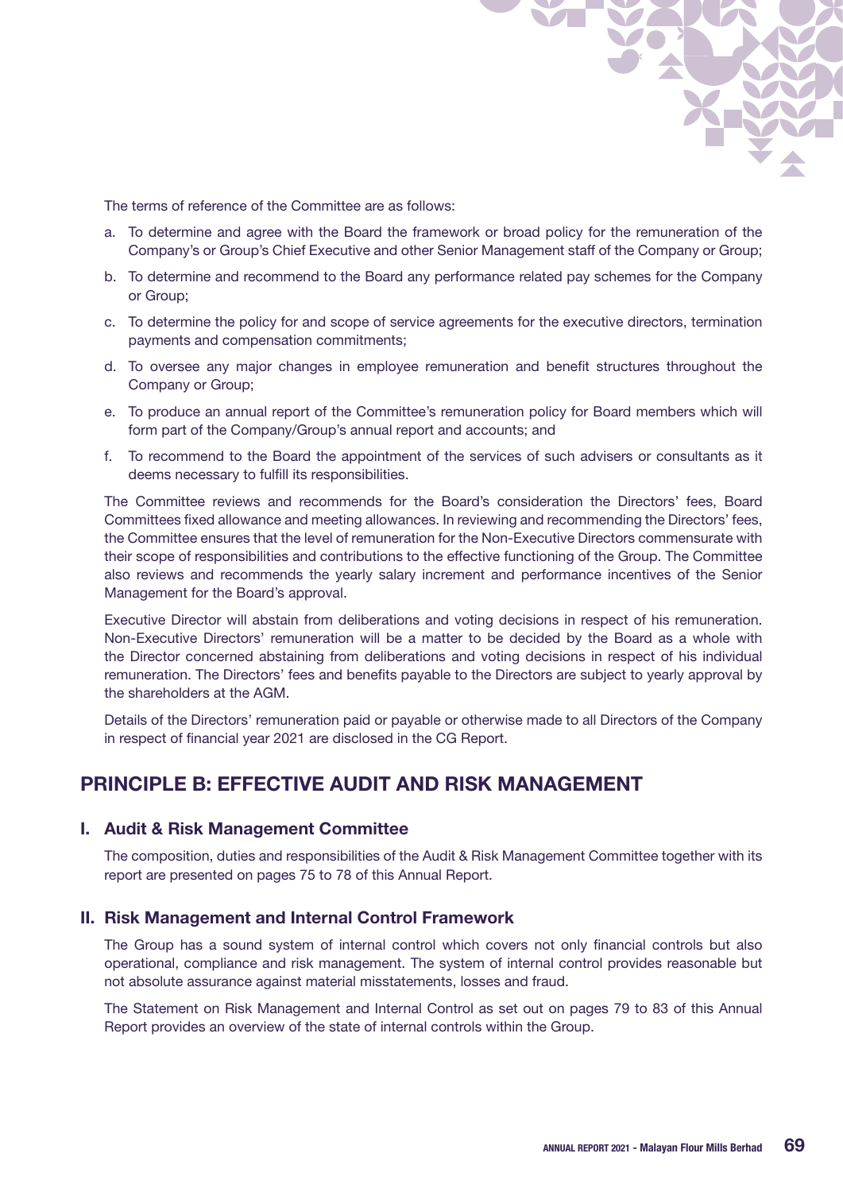The terms of reference of the Committee are as follows:

a. To determine and agree with the Board the framework or broad policy for the remuneration of the Company's or Group's Chief Executive and other Senior Management staff of the Company or Group;

b. To determine and recommend to the Board any performance related pay schemes for the Company or Group;

c. To determine the policy for and scope of service agreements for the executive directors, termination payments and compensation commitments;

d. To oversee any major changes in employee remuneration and benefit structures throughout the Company or Group;

e. To produce an annual report of the Committee's remuneration policy for Board members which will form part of the Company/Group's annual report and accounts; and

f. To recommend to the Board the appointment of the services of such advisers or consultants as it deems necessary to fulfill its responsibilities.

The Committee reviews and recommends for the Board's consideration the Directors' fees, Board Committees fixed allowance and meeting allowances. In reviewing and recommending the Directors' fees, the Committee ensures that the level of remuneration for the Non-Executive Directors commensurate with their scope of responsibilities and contributions to the effective functioning of the Group. The Committee also reviews and recommends the yearly salary increment and performance incentives of the Senior Management for the Board's approval.

Executive Director will abstain from deliberations and voting decisions in respect of his remuneration. Non-Executive Directors' remuneration will be a matter to be decided by the Board as a whole with the Director concerned abstaining from deliberations and voting decisions in respect of his individual remuneration. The Directors' fees and benefits payable to the Directors are subject to yearly approval by the shareholders at the AGM.

Details of the Directors' remuneration paid or payable or otherwise made to all Directors of the Company in respect of financial year 2021 are disclosed in the CG Report.

## PRINCIPLE B: EFFECTIVE AUDIT AND RISK MANAGEMENT

### I. Audit & Risk Management Committee

The composition, duties and responsibilities of the Audit & Risk Management Committee together with its report are presented on pages 75 to 78 of this Annual Report.

### II. Risk Management and Internal Control Framework

The Group has a sound system of internal control which covers not only financial controls but also operational, compliance and risk management. The system of internal control provides reasonable but not absolute assurance against material misstatements, losses and fraud.

The Statement on Risk Management and Internal Control as set out on pages 79 to 83 of this Annual Report provides an overview of the state of internal controls within the Group.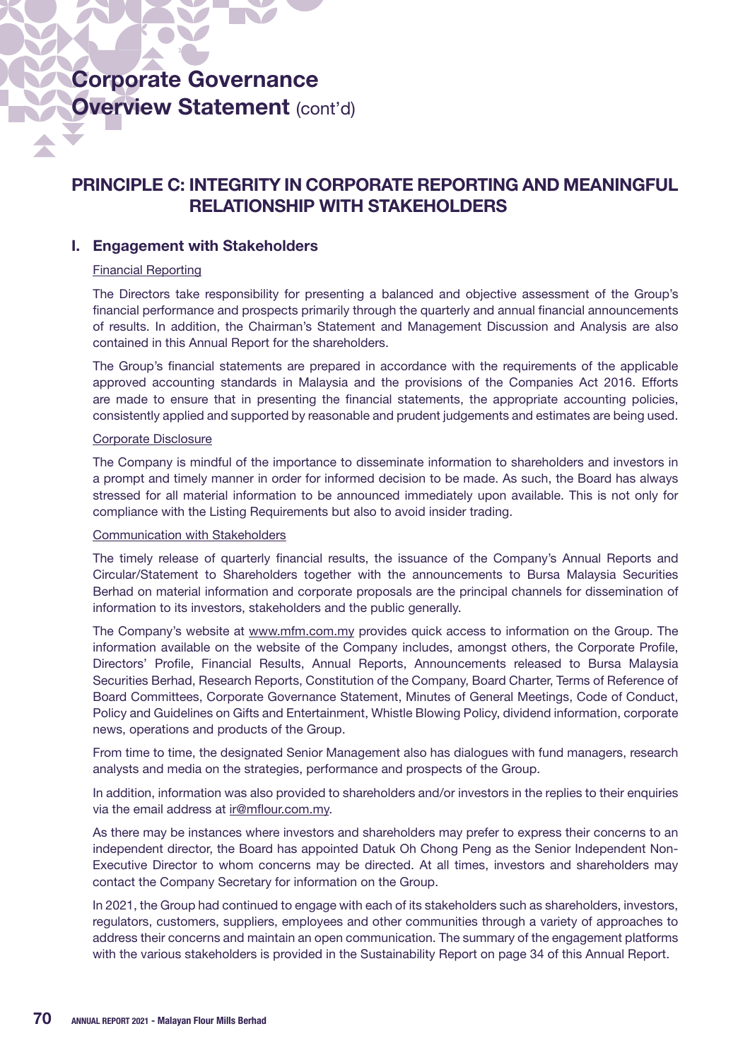# Corporate Governance Overview Statement (cont'd)

## PRINCIPLE C: INTEGRITY IN CORPORATE REPORTING AND MEANINGFUL RELATIONSHIP WITH STAKEHOLDERS

### I. Engagement with Stakeholders

Financial Reporting

The Directors take responsibility for presenting a balanced and objective assessment of the Group's financial performance and prospects primarily through the quarterly and annual financial announcements of results. In addition, the Chairman's Statement and Management Discussion and Analysis are also contained in this Annual Report for the shareholders.

The Group's financial statements are prepared in accordance with the requirements of the applicable approved accounting standards in Malaysia and the provisions of the Companies Act 2016. Efforts are made to ensure that in presenting the financial statements, the appropriate accounting policies, consistently applied and supported by reasonable and prudent judgements and estimates are being used.

Corporate Disclosure

The Company is mindful of the importance to disseminate information to shareholders and investors in a prompt and timely manner in order for informed decision to be made. As such, the Board has always stressed for all material information to be announced immediately upon available. This is not only for compliance with the Listing Requirements but also to avoid insider trading.

Communication with Stakeholders

The timely release of quarterly financial results, the issuance of the Company's Annual Reports and Circular/Statement to Shareholders together with the announcements to Bursa Malaysia Securities Berhad on material information and corporate proposals are the principal channels for dissemination of information to its investors, stakeholders and the public generally.

The Company's website at www.mfm.com.my provides quick access to information on the Group. The information available on the website of the Company includes, amongst others, the Corporate Profile, Directors' Profile, Financial Results, Annual Reports, Announcements released to Bursa Malaysia Securities Berhad, Research Reports, Constitution of the Company, Board Charter, Terms of Reference of Board Committees, Corporate Governance Statement, Minutes of General Meetings, Code of Conduct, Policy and Guidelines on Gifts and Entertainment, Whistle Blowing Policy, dividend information, corporate news, operations and products of the Group.

From time to time, the designated Senior Management also has dialogues with fund managers, research analysts and media on the strategies, performance and prospects of the Group.

In addition, information was also provided to shareholders and/or investors in the replies to their enquiries via the email address at ir@mflour.com.my.

As there may be instances where investors and shareholders may prefer to express their concerns to an independent director, the Board has appointed Datuk Oh Chong Peng as the Senior Independent Non-Executive Director to whom concerns may be directed. At all times, investors and shareholders may contact the Company Secretary for information on the Group.

In 2021, the Group had continued to engage with each of its stakeholders such as shareholders, investors, regulators, customers, suppliers, employees and other communities through a variety of approaches to address their concerns and maintain an open communication. The summary of the engagement platforms with the various stakeholders is provided in the Sustainability Report on page 34 of this Annual Report.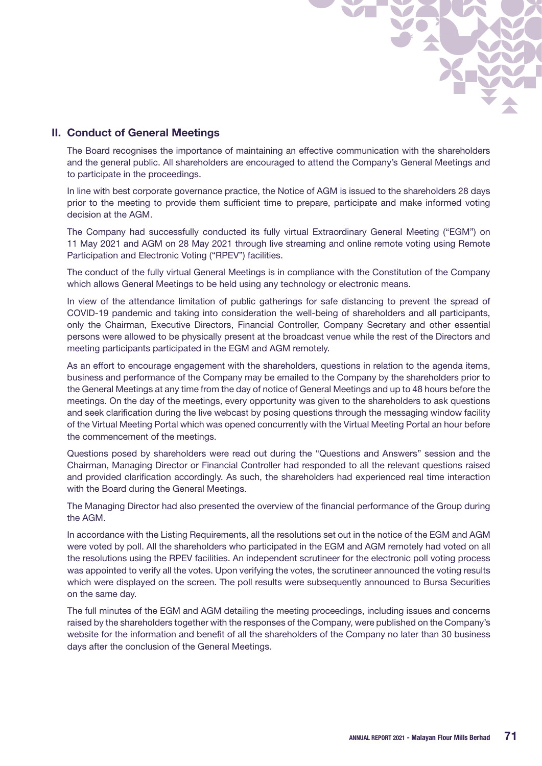## II. Conduct of General Meetings

The Board recognises the importance of maintaining an effective communication with the shareholders and the general public. All shareholders are encouraged to attend the Company's General Meetings and to participate in the proceedings.

In line with best corporate governance practice, the Notice of AGM is issued to the shareholders 28 days prior to the meeting to provide them sufficient time to prepare, participate and make informed voting decision at the AGM.

The Company had successfully conducted its fully virtual Extraordinary General Meeting ("EGM") on 11 May 2021 and AGM on 28 May 2021 through live streaming and online remote voting using Remote Participation and Electronic Voting ("RPEV") facilities.

The conduct of the fully virtual General Meetings is in compliance with the Constitution of the Company which allows General Meetings to be held using any technology or electronic means.

In view of the attendance limitation of public gatherings for safe distancing to prevent the spread of COVID-19 pandemic and taking into consideration the well-being of shareholders and all participants, only the Chairman, Executive Directors, Financial Controller, Company Secretary and other essential persons were allowed to be physically present at the broadcast venue while the rest of the Directors and meeting participants participated in the EGM and AGM remotely.

As an effort to encourage engagement with the shareholders, questions in relation to the agenda items, business and performance of the Company may be emailed to the Company by the shareholders prior to the General Meetings at any time from the day of notice of General Meetings and up to 48 hours before the meetings. On the day of the meetings, every opportunity was given to the shareholders to ask questions and seek clarification during the live webcast by posing questions through the messaging window facility of the Virtual Meeting Portal which was opened concurrently with the Virtual Meeting Portal an hour before the commencement of the meetings.

Questions posed by shareholders were read out during the "Questions and Answers" session and the Chairman, Managing Director or Financial Controller had responded to all the relevant questions raised and provided clarification accordingly. As such, the shareholders had experienced real time interaction with the Board during the General Meetings.

The Managing Director had also presented the overview of the financial performance of the Group during the AGM.

In accordance with the Listing Requirements, all the resolutions set out in the notice of the EGM and AGM were voted by poll. All the shareholders who participated in the EGM and AGM remotely had voted on all the resolutions using the RPEV facilities. An independent scrutineer for the electronic poll voting process was appointed to verify all the votes. Upon verifying the votes, the scrutineer announced the voting results which were displayed on the screen. The poll results were subsequently announced to Bursa Securities on the same day.

The full minutes of the EGM and AGM detailing the meeting proceedings, including issues and concerns raised by the shareholders together with the responses of the Company, were published on the Company's website for the information and benefit of all the shareholders of the Company no later than 30 business days after the conclusion of the General Meetings.